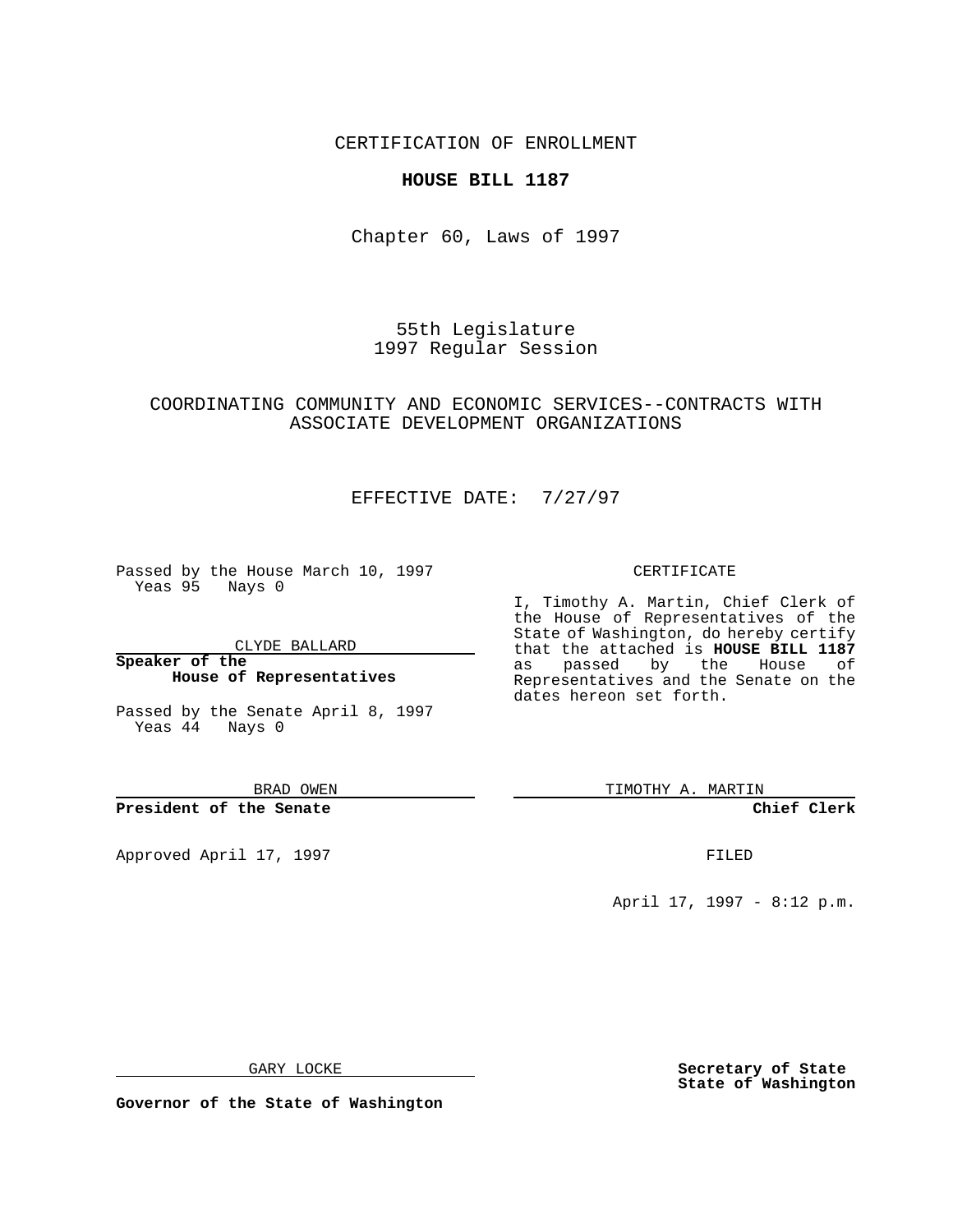CERTIFICATION OF ENROLLMENT

**HOUSE BILL 1187**

Chapter 60, Laws of 1997

55th Legislature
1997 Regular Session

COORDINATING COMMUNITY AND ECONOMIC SERVICES--CONTRACTS WITH ASSOCIATE DEVELOPMENT ORGANIZATIONS

EFFECTIVE DATE: 7/27/97

Passed by the House March 10, 1997
Yeas 95 Nays 0

CLYDE BALLARD

**Speaker of the House of Representatives**

Passed by the Senate April 8, 1997
Yeas 44 Nays 0

BRAD OWEN

**President of the Senate**

Approved April 17, 1997

GARY LOCKE

**Governor of the State of Washington**

CERTIFICATE

I, Timothy A. Martin, Chief Clerk of the House of Representatives of the State of Washington, do hereby certify that the attached is **HOUSE BILL 1187** as passed by the House of Representatives and the Senate on the dates hereon set forth.

TIMOTHY A. MARTIN

**Chief Clerk**

FILED

April 17, 1997 - 8:12 p.m.

**Secretary of State**
**State of Washington**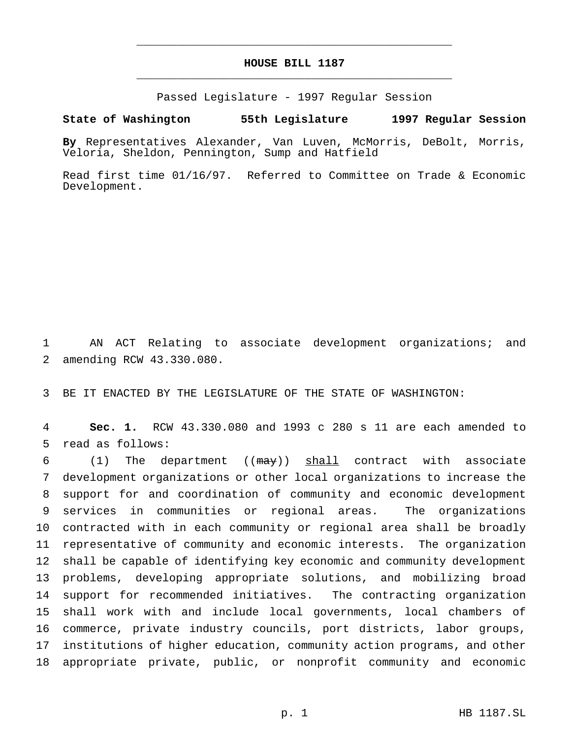# HOUSE BILL 1187

Passed Legislature - 1997 Regular Session

**State of Washington 55th Legislature 1997 Regular Session**

**By** Representatives Alexander, Van Luven, McMorris, DeBolt, Morris, Veloria, Sheldon, Pennington, Sump and Hatfield

Read first time 01/16/97. Referred to Committee on Trade & Economic Development.

AN ACT Relating to associate development organizations; and amending RCW 43.330.080.

BE IT ENACTED BY THE LEGISLATURE OF THE STATE OF WASHINGTON:

**Sec. 1.** RCW 43.330.080 and 1993 c 280 s 11 are each amended to read as follows:

(1) The department ((~~may~~)) <u>shall</u> contract with associate development organizations or other local organizations to increase the support for and coordination of community and economic development services in communities or regional areas. The organizations contracted with in each community or regional area shall be broadly representative of community and economic interests. The organization shall be capable of identifying key economic and community development problems, developing appropriate solutions, and mobilizing broad support for recommended initiatives. The contracting organization shall work with and include local governments, local chambers of commerce, private industry councils, port districts, labor groups, institutions of higher education, community action programs, and other appropriate private, public, or nonprofit community and economic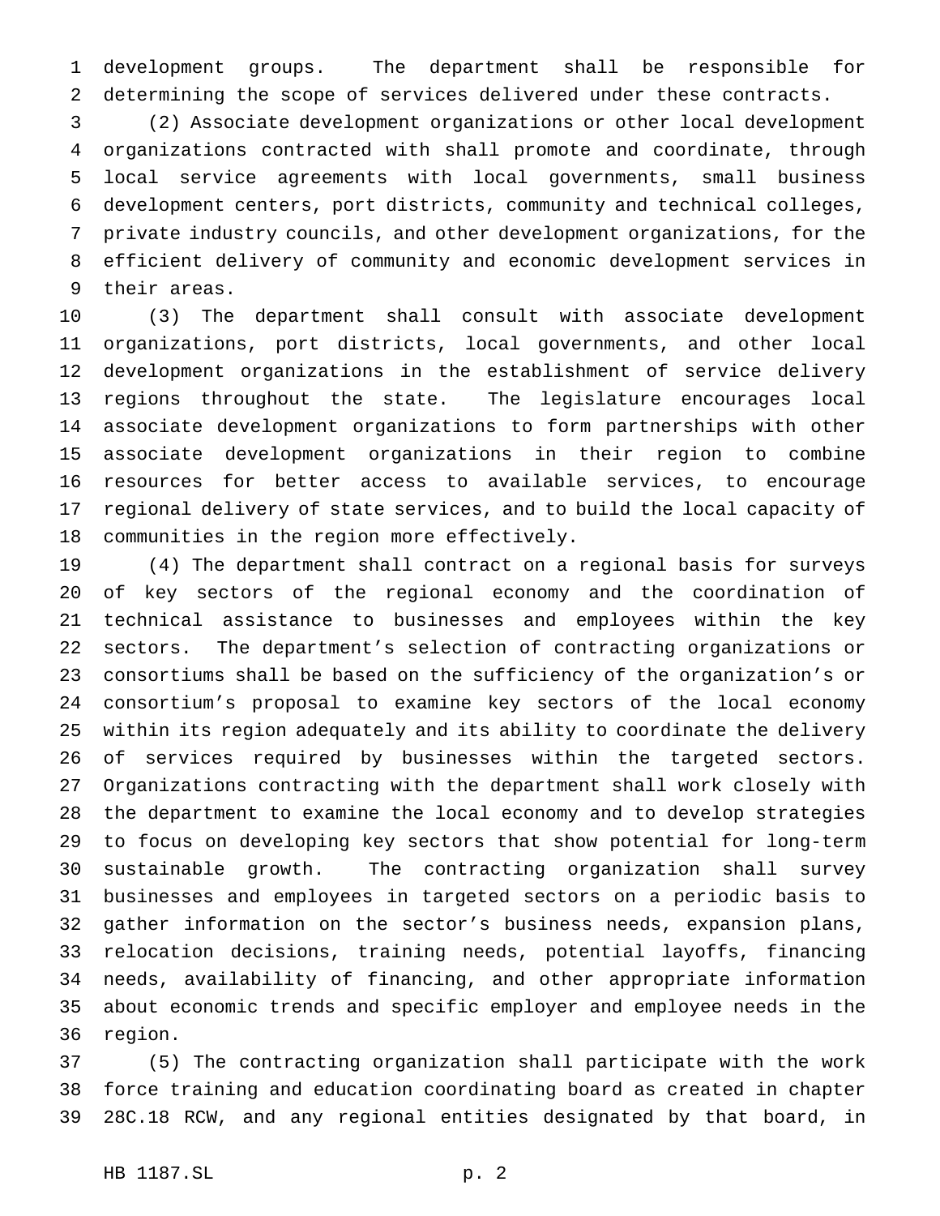development groups. The department shall be responsible for determining the scope of services delivered under these contracts.

(2) Associate development organizations or other local development organizations contracted with shall promote and coordinate, through local service agreements with local governments, small business development centers, port districts, community and technical colleges, private industry councils, and other development organizations, for the efficient delivery of community and economic development services in their areas.

(3) The department shall consult with associate development organizations, port districts, local governments, and other local development organizations in the establishment of service delivery regions throughout the state. The legislature encourages local associate development organizations to form partnerships with other associate development organizations in their region to combine resources for better access to available services, to encourage regional delivery of state services, and to build the local capacity of communities in the region more effectively.

(4) The department shall contract on a regional basis for surveys of key sectors of the regional economy and the coordination of technical assistance to businesses and employees within the key sectors. The department's selection of contracting organizations or consortiums shall be based on the sufficiency of the organization's or consortium's proposal to examine key sectors of the local economy within its region adequately and its ability to coordinate the delivery of services required by businesses within the targeted sectors. Organizations contracting with the department shall work closely with the department to examine the local economy and to develop strategies to focus on developing key sectors that show potential for long-term sustainable growth. The contracting organization shall survey businesses and employees in targeted sectors on a periodic basis to gather information on the sector's business needs, expansion plans, relocation decisions, training needs, potential layoffs, financing needs, availability of financing, and other appropriate information about economic trends and specific employer and employee needs in the region.

(5) The contracting organization shall participate with the work force training and education coordinating board as created in chapter 28C.18 RCW, and any regional entities designated by that board, in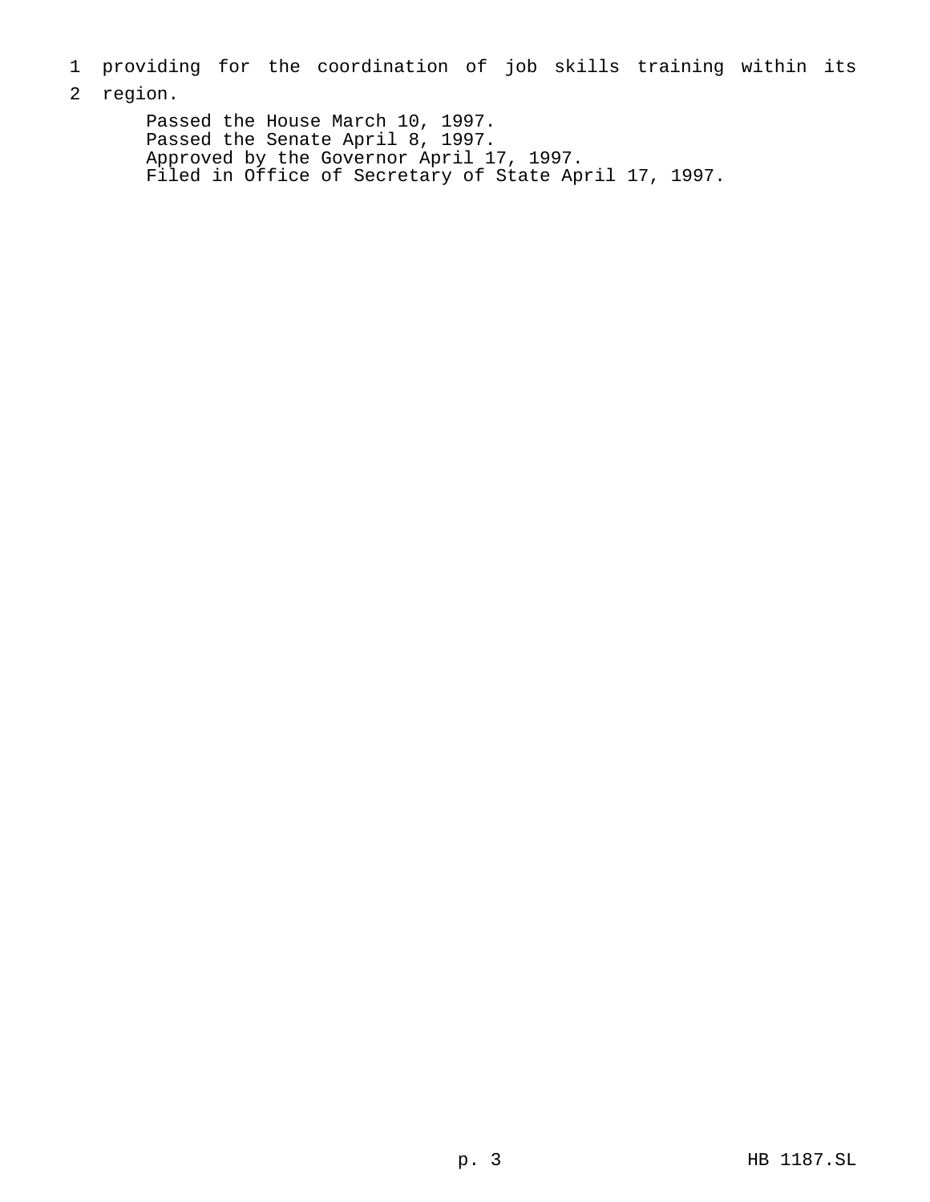providing for the coordination of job skills training within its region.

Passed the House March 10, 1997.
Passed the Senate April 8, 1997.
Approved by the Governor April 17, 1997.
Filed in Office of Secretary of State April 17, 1997.